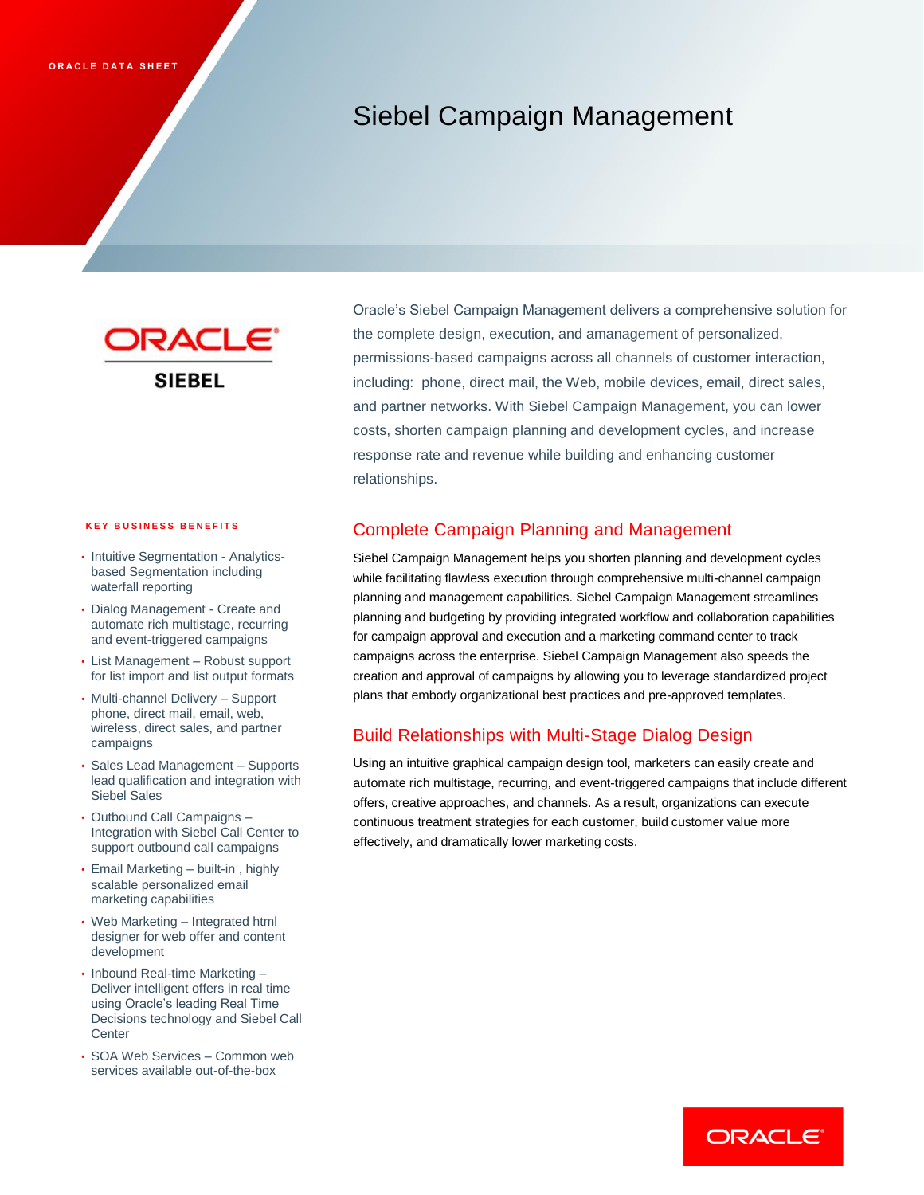ORACLE DATA SHEET

# Siebel Campaign Management

Oracle's Siebel Campaign Management delivers a comprehensive solution for the complete design, execution, and amanagement of personalized, permissions-based campaigns across all channels of customer interaction, including: phone, direct mail, the Web, mobile devices, email, direct sales, and partner networks. With Siebel Campaign Management, you can lower costs, shorten campaign planning and development cycles, and increase response rate and revenue while building and enhancing customer relationships.

## Complete Campaign Planning and Management

Siebel Campaign Management helps you shorten planning and development cycles while facilitating flawless execution through comprehensive multi-channel campaign planning and management capabilities. Siebel Campaign Management streamlines planning and budgeting by providing integrated workflow and collaboration capabilities for campaign approval and execution and a marketing command center to track campaigns across the enterprise. Siebel Campaign Management also speeds the creation and approval of campaigns by allowing you to leverage standardized project plans that embody organizational best practices and pre-approved templates.

## Build Relationships with Multi-Stage Dialog Design

Using an intuitive graphical campaign design tool, marketers can easily create and automate rich multistage, recurring, and event-triggered campaigns that include different offers, creative approaches, and channels. As a result, organizations can execute continuous treatment strategies for each customer, build customer value more effectively, and dramatically lower marketing costs.

### KEY BUSINESS BENEFITS

- Intuitive Segmentation - Analytics-based Segmentation including waterfall reporting
- Dialog Management - Create and automate rich multistage, recurring and event-triggered campaigns
- List Management – Robust support for list import and list output formats
- Multi-channel Delivery – Support phone, direct mail, email, web, wireless, direct sales, and partner campaigns
- Sales Lead Management – Supports lead qualification and integration with Siebel Sales
- Outbound Call Campaigns – Integration with Siebel Call Center to support outbound call campaigns
- Email Marketing – built-in , highly scalable personalized email marketing capabilities
- Web Marketing – Integrated html designer for web offer and content development
- Inbound Real-time Marketing – Deliver intelligent offers in real time using Oracle's leading Real Time Decisions technology and Siebel Call Center
- SOA Web Services – Common web services available out-of-the-box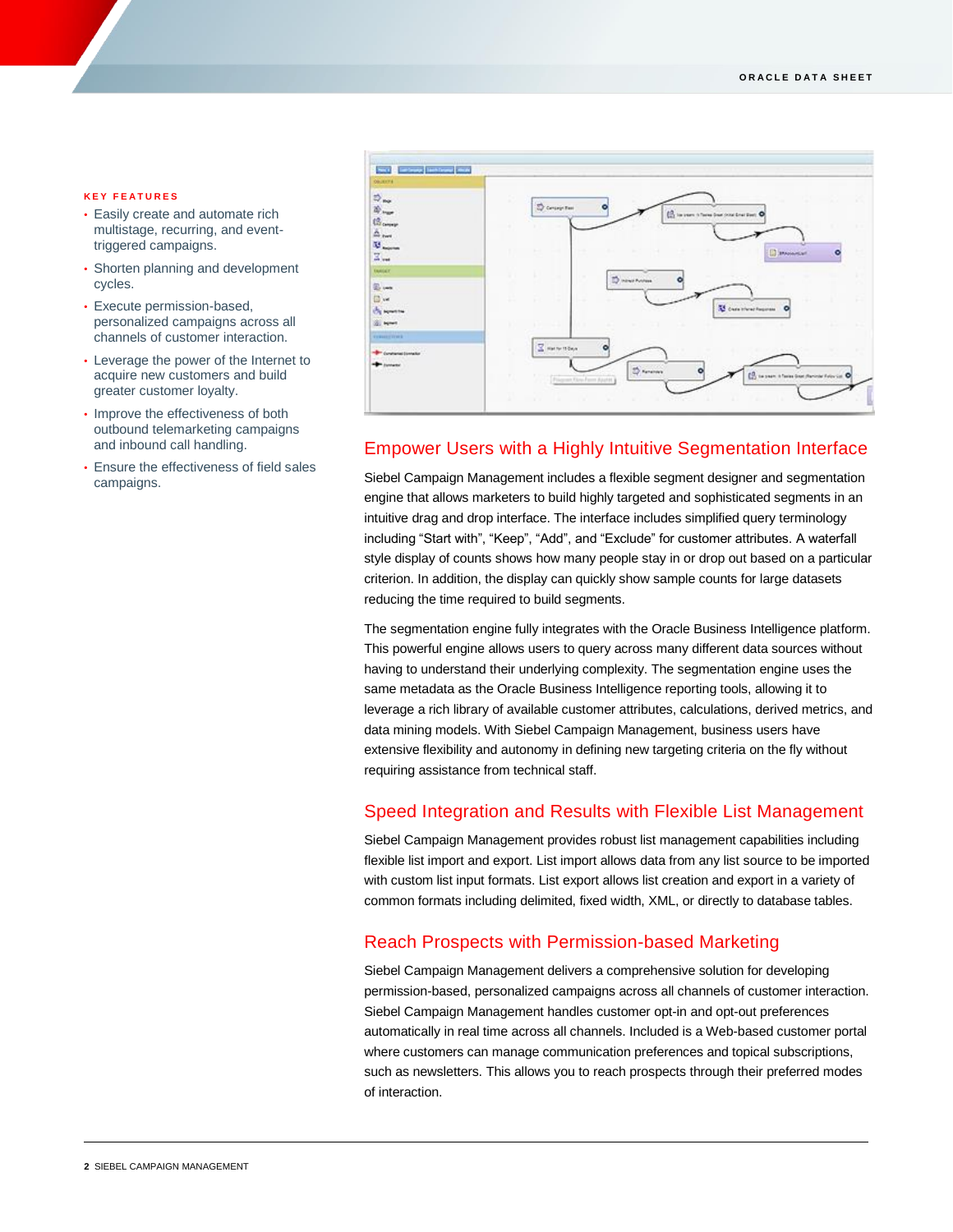**KEY FEATURES**

- Easily create and automate rich multistage, recurring, and event-triggered campaigns.
- Shorten planning and development cycles.
- Execute permission-based, personalized campaigns across all channels of customer interaction.
- Leverage the power of the Internet to acquire new customers and build greater customer loyalty.
- Improve the effectiveness of both outbound telemarketing campaigns and inbound call handling.
- Ensure the effectiveness of field sales campaigns.

## Empower Users with a Highly Intuitive Segmentation Interface

Siebel Campaign Management includes a flexible segment designer and segmentation engine that allows marketers to build highly targeted and sophisticated segments in an intuitive drag and drop interface. The interface includes simplified query terminology including “Start with”, “Keep”, “Add”, and “Exclude” for customer attributes. A waterfall style display of counts shows how many people stay in or drop out based on a particular criterion. In addition, the display can quickly show sample counts for large datasets reducing the time required to build segments.

The segmentation engine fully integrates with the Oracle Business Intelligence platform. This powerful engine allows users to query across many different data sources without having to understand their underlying complexity. The segmentation engine uses the same metadata as the Oracle Business Intelligence reporting tools, allowing it to leverage a rich library of available customer attributes, calculations, derived metrics, and data mining models. With Siebel Campaign Management, business users have extensive flexibility and autonomy in defining new targeting criteria on the fly without requiring assistance from technical staff.

## Speed Integration and Results with Flexible List Management

Siebel Campaign Management provides robust list management capabilities including flexible list import and export. List import allows data from any list source to be imported with custom list input formats. List export allows list creation and export in a variety of common formats including delimited, fixed width, XML, or directly to database tables.

## Reach Prospects with Permission-based Marketing

Siebel Campaign Management delivers a comprehensive solution for developing permission-based, personalized campaigns across all channels of customer interaction. Siebel Campaign Management handles customer opt-in and opt-out preferences automatically in real time across all channels. Included is a Web-based customer portal where customers can manage communication preferences and topical subscriptions, such as newsletters. This allows you to reach prospects through their preferred modes of interaction.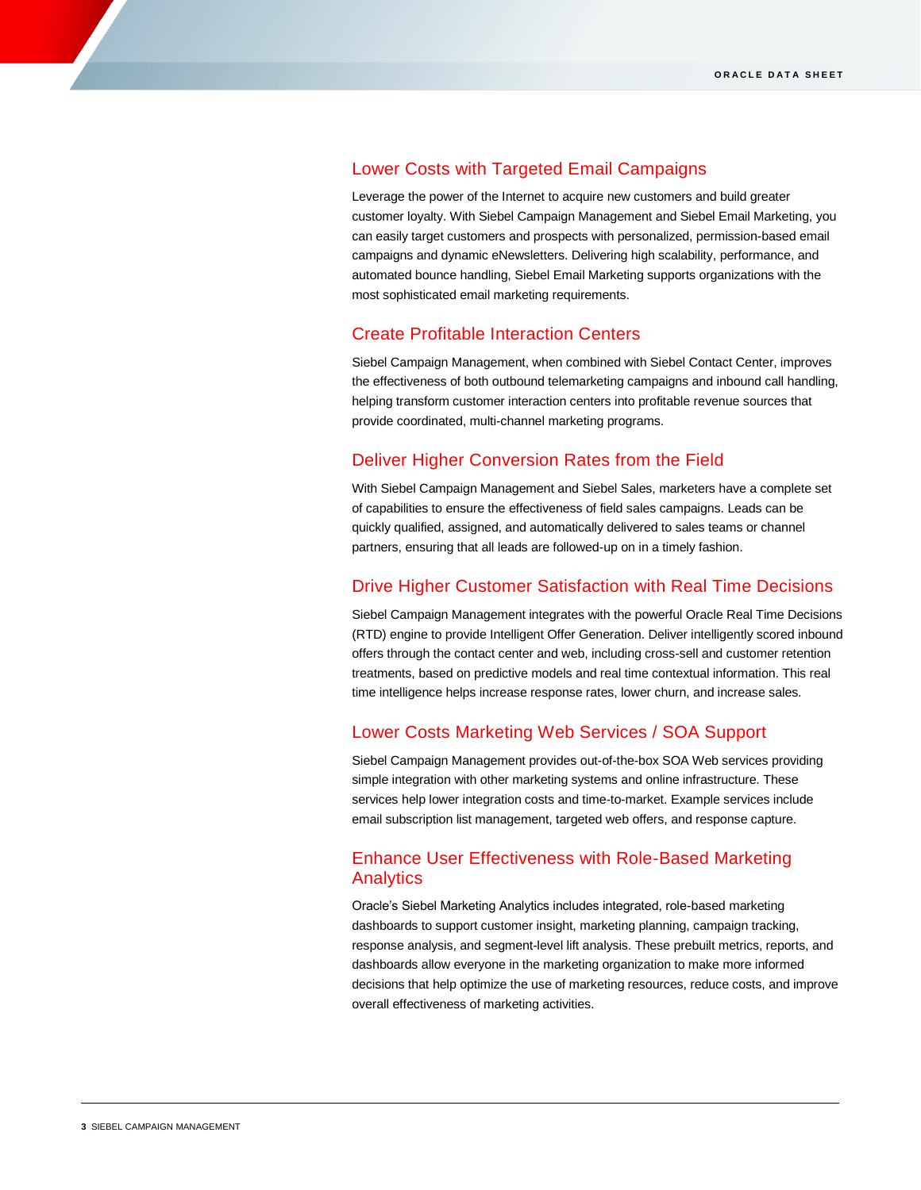## Lower Costs with Targeted Email Campaigns

Leverage the power of the Internet to acquire new customers and build greater customer loyalty. With Siebel Campaign Management and Siebel Email Marketing, you can easily target customers and prospects with personalized, permission-based email campaigns and dynamic eNewsletters. Delivering high scalability, performance, and automated bounce handling, Siebel Email Marketing supports organizations with the most sophisticated email marketing requirements.

## Create Profitable Interaction Centers

Siebel Campaign Management, when combined with Siebel Contact Center, improves the effectiveness of both outbound telemarketing campaigns and inbound call handling, helping transform customer interaction centers into profitable revenue sources that provide coordinated, multi-channel marketing programs.

## Deliver Higher Conversion Rates from the Field

With Siebel Campaign Management and Siebel Sales, marketers have a complete set of capabilities to ensure the effectiveness of field sales campaigns. Leads can be quickly qualified, assigned, and automatically delivered to sales teams or channel partners, ensuring that all leads are followed-up on in a timely fashion.

## Drive Higher Customer Satisfaction with Real Time Decisions

Siebel Campaign Management integrates with the powerful Oracle Real Time Decisions (RTD) engine to provide Intelligent Offer Generation. Deliver intelligently scored inbound offers through the contact center and web, including cross-sell and customer retention treatments, based on predictive models and real time contextual information. This real time intelligence helps increase response rates, lower churn, and increase sales.

## Lower Costs Marketing Web Services / SOA Support

Siebel Campaign Management provides out-of-the-box SOA Web services providing simple integration with other marketing systems and online infrastructure. These services help lower integration costs and time-to-market. Example services include email subscription list management, targeted web offers, and response capture.

## Enhance User Effectiveness with Role-Based Marketing Analytics

Oracle's Siebel Marketing Analytics includes integrated, role-based marketing dashboards to support customer insight, marketing planning, campaign tracking, response analysis, and segment-level lift analysis. These prebuilt metrics, reports, and dashboards allow everyone in the marketing organization to make more informed decisions that help optimize the use of marketing resources, reduce costs, and improve overall effectiveness of marketing activities.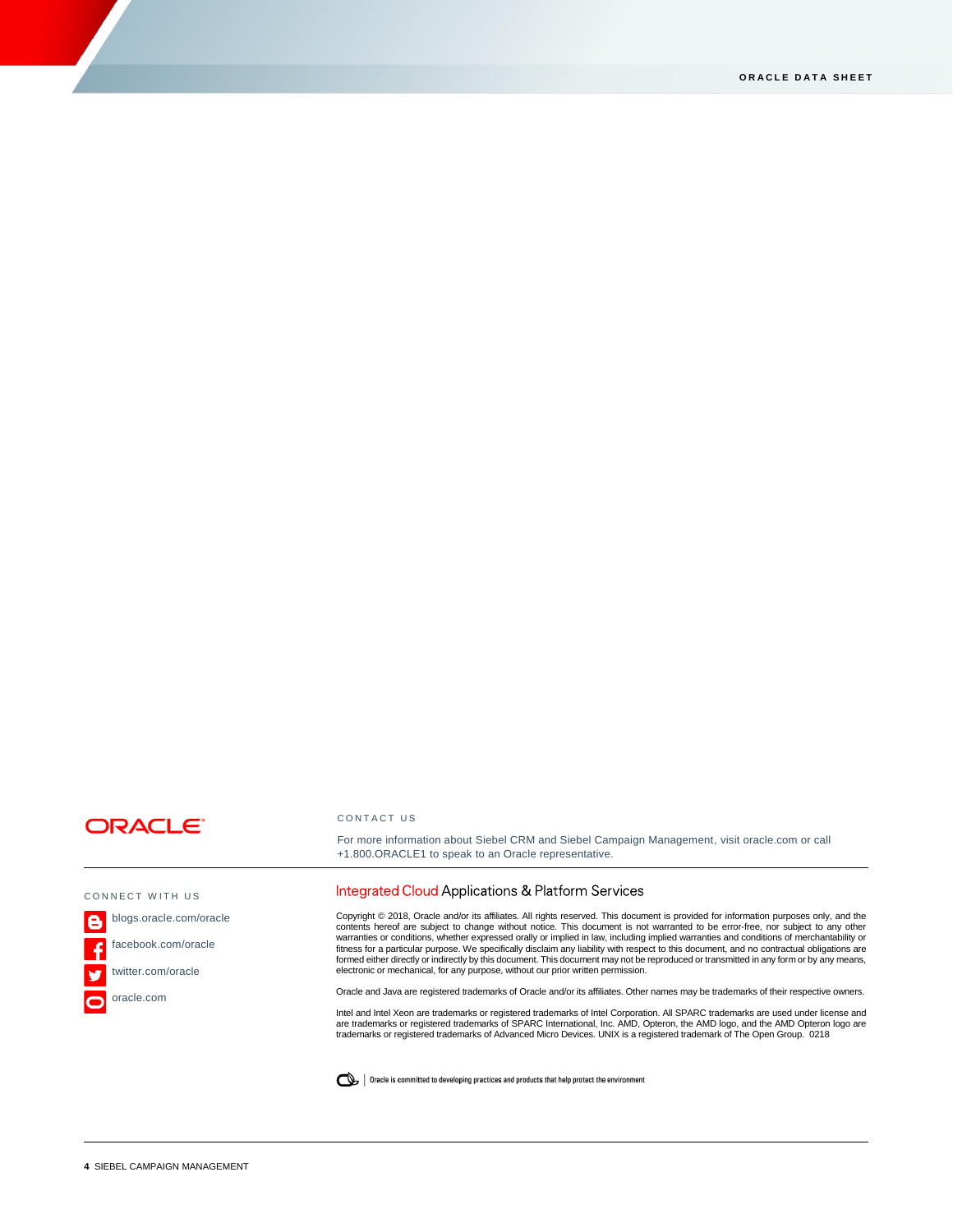ORACLE

CONTACT US

For more information about Siebel CRM and Siebel Campaign Management, visit oracle.com or call +1.800.ORACLE1 to speak to an Oracle representative.

CONNECT WITH US

- blogs.oracle.com/oracle
- facebook.com/oracle
- twitter.com/oracle
- oracle.com

## Integrated Cloud Applications & Platform Services

Copyright © 2018, Oracle and/or its affiliates. All rights reserved. This document is provided for information purposes only, and the contents hereof are subject to change without notice. This document is not warranted to be error-free, nor subject to any other warranties or conditions, whether expressed orally or implied in law, including implied warranties and conditions of merchantability or fitness for a particular purpose. We specifically disclaim any liability with respect to this document, and no contractual obligations are formed either directly or indirectly by this document. This document may not be reproduced or transmitted in any form or by any means, electronic or mechanical, for any purpose, without our prior written permission.

Oracle and Java are registered trademarks of Oracle and/or its affiliates. Other names may be trademarks of their respective owners.

Intel and Intel Xeon are trademarks or registered trademarks of Intel Corporation. All SPARC trademarks are used under license and are trademarks or registered trademarks of SPARC International, Inc. AMD, Opteron, the AMD logo, and the AMD Opteron logo are trademarks or registered trademarks of Advanced Micro Devices. UNIX is a registered trademark of The Open Group. 0218

Oracle is committed to developing practices and products that help protect the environment